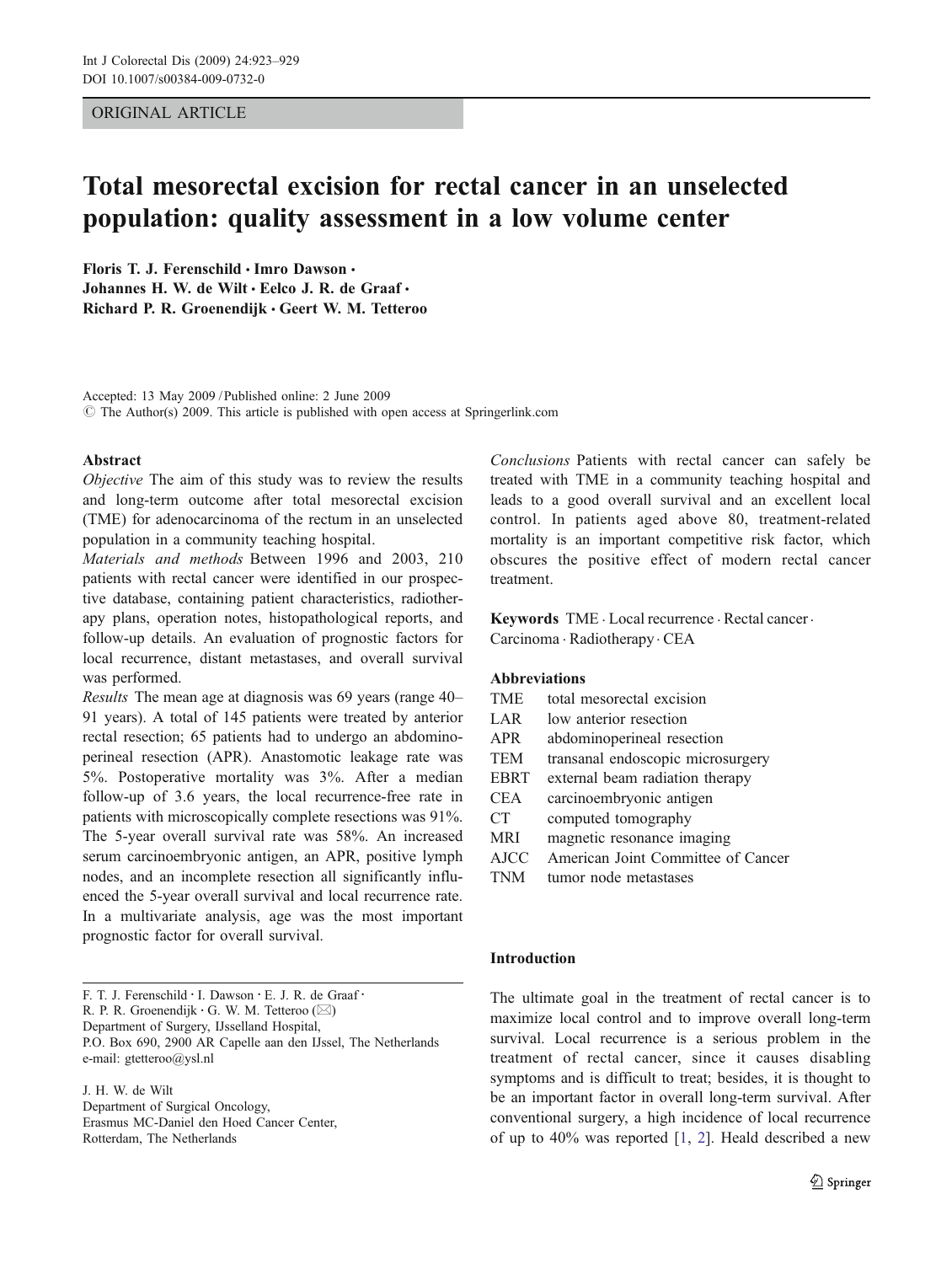ORIGINAL ARTICLE

# Total mesorectal excision for rectal cancer in an unselected population: quality assessment in a low volume center

**Floris T. J. Ferenschild · Imro Dawson · Johannes H. W. de Wilt · Eelco J. R. de Graaf · Richard P. R. Groenendijk · Geert W. M. Tetteroo**

Accepted: 13 May 2009 / Published online: 2 June 2009
© The Author(s) 2009. This article is published with open access at Springerlink.com

## Abstract

*Objective* The aim of this study was to review the results and long-term outcome after total mesorectal excision (TME) for adenocarcinoma of the rectum in an unselected population in a community teaching hospital.

*Materials and methods* Between 1996 and 2003, 210 patients with rectal cancer were identified in our prospective database, containing patient characteristics, radiotherapy plans, operation notes, histopathological reports, and follow-up details. An evaluation of prognostic factors for local recurrence, distant metastases, and overall survival was performed.

*Results* The mean age at diagnosis was 69 years (range 40–91 years). A total of 145 patients were treated by anterior rectal resection; 65 patients had to undergo an abdominoperineal resection (APR). Anastomotic leakage rate was 5%. Postoperative mortality was 3%. After a median follow-up of 3.6 years, the local recurrence-free rate in patients with microscopically complete resections was 91%. The 5-year overall survival rate was 58%. An increased serum carcinoembryonic antigen, an APR, positive lymph nodes, and an incomplete resection all significantly influenced the 5-year overall survival and local recurrence rate. In a multivariate analysis, age was the most important prognostic factor for overall survival.

*Conclusions* Patients with rectal cancer can safely be treated with TME in a community teaching hospital and leads to a good overall survival and an excellent local control. In patients aged above 80, treatment-related mortality is an important competitive risk factor, which obscures the positive effect of modern rectal cancer treatment.

**Keywords** TME · Local recurrence · Rectal cancer · Carcinoma · Radiotherapy · CEA

**Abbreviations**

| | |
|---|---|
| TME | total mesorectal excision |
| LAR | low anterior resection |
| APR | abdominoperineal resection |
| TEM | transanal endoscopic microsurgery |
| EBRT | external beam radiation therapy |
| CEA | carcinoembryonic antigen |
| CT | computed tomography |
| MRI | magnetic resonance imaging |
| AJCC | American Joint Committee of Cancer |
| TNM | tumor node metastases |

F. T. J. Ferenschild · I. Dawson · E. J. R. de Graaf · R. P. R. Groenendijk · G. W. M. Tetteroo (✉)
Department of Surgery, IJsselland Hospital,
P.O. Box 690, 2900 AR Capelle aan den IJssel, The Netherlands
e-mail: gtetteroo@ysl.nl

J. H. W. de Wilt
Department of Surgical Oncology,
Erasmus MC-Daniel den Hoed Cancer Center,
Rotterdam, The Netherlands

## Introduction

The ultimate goal in the treatment of rectal cancer is to maximize local control and to improve overall long-term survival. Local recurrence is a serious problem in the treatment of rectal cancer, since it causes disabling symptoms and is difficult to treat; besides, it is thought to be an important factor in overall long-term survival. After conventional surgery, a high incidence of local recurrence of up to 40% was reported [1, 2]. Heald described a new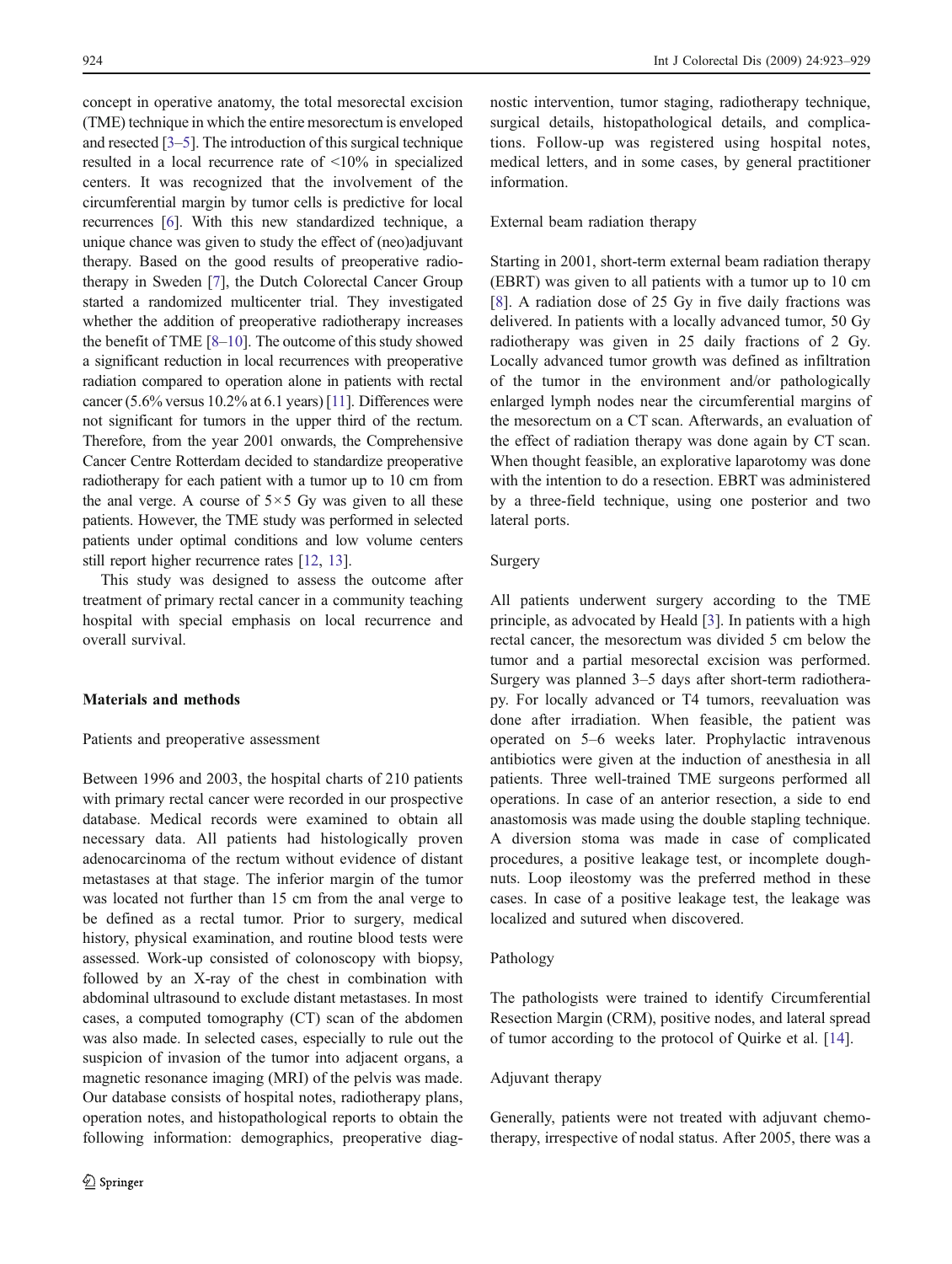concept in operative anatomy, the total mesorectal excision (TME) technique in which the entire mesorectum is enveloped and resected [3–5]. The introduction of this surgical technique resulted in a local recurrence rate of <10% in specialized centers. It was recognized that the involvement of the circumferential margin by tumor cells is predictive for local recurrences [6]. With this new standardized technique, a unique chance was given to study the effect of (neo)adjuvant therapy. Based on the good results of preoperative radiotherapy in Sweden [7], the Dutch Colorectal Cancer Group started a randomized multicenter trial. They investigated whether the addition of preoperative radiotherapy increases the benefit of TME [8–10]. The outcome of this study showed a significant reduction in local recurrences with preoperative radiation compared to operation alone in patients with rectal cancer (5.6% versus 10.2% at 6.1 years) [11]. Differences were not significant for tumors in the upper third of the rectum. Therefore, from the year 2001 onwards, the Comprehensive Cancer Centre Rotterdam decided to standardize preoperative radiotherapy for each patient with a tumor up to 10 cm from the anal verge. A course of $5\times5$ Gy was given to all these patients. However, the TME study was performed in selected patients under optimal conditions and low volume centers still report higher recurrence rates [12, 13].

This study was designed to assess the outcome after treatment of primary rectal cancer in a community teaching hospital with special emphasis on local recurrence and overall survival.

## Materials and methods

### Patients and preoperative assessment

Between 1996 and 2003, the hospital charts of 210 patients with primary rectal cancer were recorded in our prospective database. Medical records were examined to obtain all necessary data. All patients had histologically proven adenocarcinoma of the rectum without evidence of distant metastases at that stage. The inferior margin of the tumor was located not further than 15 cm from the anal verge to be defined as a rectal tumor. Prior to surgery, medical history, physical examination, and routine blood tests were assessed. Work-up consisted of colonoscopy with biopsy, followed by an X-ray of the chest in combination with abdominal ultrasound to exclude distant metastases. In most cases, a computed tomography (CT) scan of the abdomen was also made. In selected cases, especially to rule out the suspicion of invasion of the tumor into adjacent organs, a magnetic resonance imaging (MRI) of the pelvis was made. Our database consists of hospital notes, radiotherapy plans, operation notes, and histopathological reports to obtain the following information: demographics, preoperative diagnostic intervention, tumor staging, radiotherapy technique, surgical details, histopathological details, and complications. Follow-up was registered using hospital notes, medical letters, and in some cases, by general practitioner information.

### External beam radiation therapy

Starting in 2001, short-term external beam radiation therapy (EBRT) was given to all patients with a tumor up to 10 cm [8]. A radiation dose of 25 Gy in five daily fractions was delivered. In patients with a locally advanced tumor, 50 Gy radiotherapy was given in 25 daily fractions of 2 Gy. Locally advanced tumor growth was defined as infiltration of the tumor in the environment and/or pathologically enlarged lymph nodes near the circumferential margins of the mesorectum on a CT scan. Afterwards, an evaluation of the effect of radiation therapy was done again by CT scan. When thought feasible, an explorative laparotomy was done with the intention to do a resection. EBRT was administered by a three-field technique, using one posterior and two lateral ports.

### Surgery

All patients underwent surgery according to the TME principle, as advocated by Heald [3]. In patients with a high rectal cancer, the mesorectum was divided 5 cm below the tumor and a partial mesorectal excision was performed. Surgery was planned 3–5 days after short-term radiotherapy. For locally advanced or T4 tumors, reevaluation was done after irradiation. When feasible, the patient was operated on 5–6 weeks later. Prophylactic intravenous antibiotics were given at the induction of anesthesia in all patients. Three well-trained TME surgeons performed all operations. In case of an anterior resection, a side to end anastomosis was made using the double stapling technique. A diversion stoma was made in case of complicated procedures, a positive leakage test, or incomplete doughnuts. Loop ileostomy was the preferred method in these cases. In case of a positive leakage test, the leakage was localized and sutured when discovered.

### Pathology

The pathologists were trained to identify Circumferential Resection Margin (CRM), positive nodes, and lateral spread of tumor according to the protocol of Quirke et al. [14].

### Adjuvant therapy

Generally, patients were not treated with adjuvant chemotherapy, irrespective of nodal status. After 2005, there was a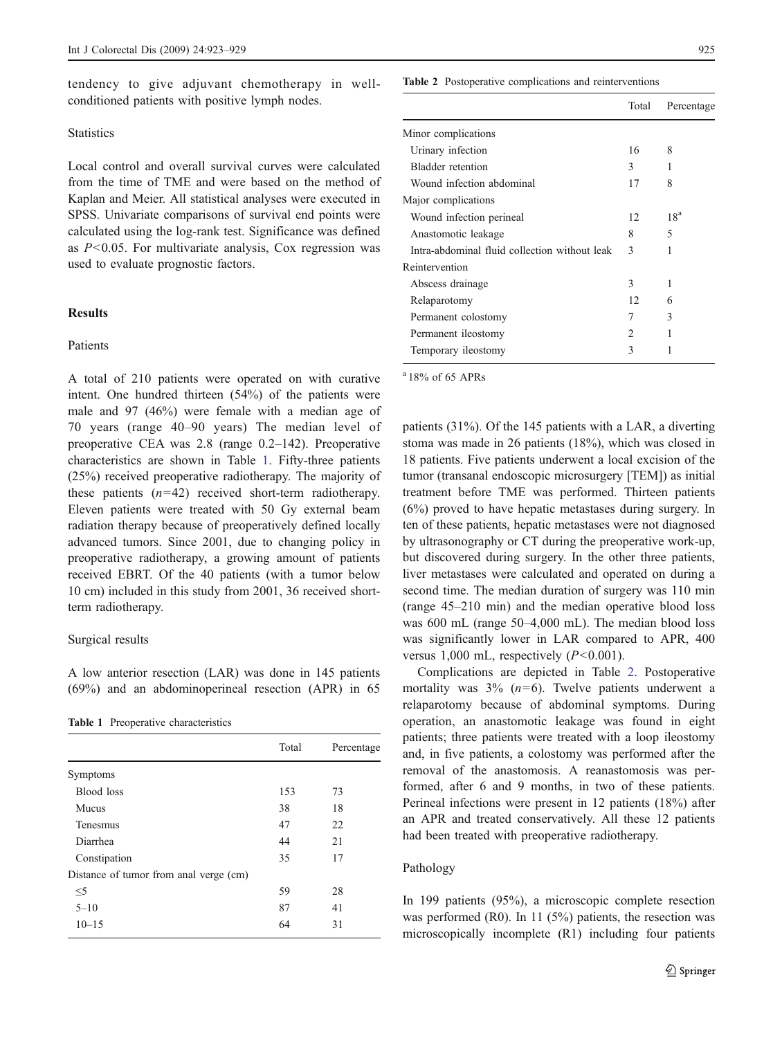tendency to give adjuvant chemotherapy in well-conditioned patients with positive lymph nodes.

### Statistics

Local control and overall survival curves were calculated from the time of TME and were based on the method of Kaplan and Meier. All statistical analyses were executed in SPSS. Univariate comparisons of survival end points were calculated using the log-rank test. Significance was defined as $P<0.05$. For multivariate analysis, Cox regression was used to evaluate prognostic factors.

## Results

### Patients

A total of 210 patients were operated on with curative intent. One hundred thirteen (54%) of the patients were male and 97 (46%) were female with a median age of 70 years (range 40–90 years) The median level of preoperative CEA was 2.8 (range 0.2–142). Preoperative characteristics are shown in Table 1. Fifty-three patients (25%) received preoperative radiotherapy. The majority of these patients ($n=42$) received short-term radiotherapy. Eleven patients were treated with 50 Gy external beam radiation therapy because of preoperatively defined locally advanced tumors. Since 2001, due to changing policy in preoperative radiotherapy, a growing amount of patients received EBRT. Of the 40 patients (with a tumor below 10 cm) included in this study from 2001, 36 received short-term radiotherapy.

### Surgical results

A low anterior resection (LAR) was done in 145 patients (69%) and an abdominoperineal resection (APR) in 65 patients (31%). Of the 145 patients with a LAR, a diverting stoma was made in 26 patients (18%), which was closed in 18 patients. Five patients underwent a local excision of the tumor (transanal endoscopic microsurgery [TEM]) as initial treatment before TME was performed. Thirteen patients (6%) proved to have hepatic metastases during surgery. In ten of these patients, hepatic metastases were not diagnosed by ultrasonography or CT during the preoperative work-up, but discovered during surgery. In the other three patients, liver metastases were calculated and operated on during a second time. The median duration of surgery was 110 min (range 45–210 min) and the median operative blood loss was 600 mL (range 50–4,000 mL). The median blood loss was significantly lower in LAR compared to APR, 400 versus 1,000 mL, respectively ($P<0.001$).

**Table 1** Preoperative characteristics

| | Total | Percentage |
|---|---|---|
| Symptoms | | |
| Blood loss | 153 | 73 |
| Mucus | 38 | 18 |
| Tenesmus | 47 | 22 |
| Diarrhea | 44 | 21 |
| Constipation | 35 | 17 |
| Distance of tumor from anal verge (cm) | | |
| ≤5 | 59 | 28 |
| 5–10 | 87 | 41 |
| 10–15 | 64 | 31 |

Complications are depicted in Table 2. Postoperative mortality was 3% ($n=6$). Twelve patients underwent a relaparotomy because of abdominal symptoms. During operation, an anastomotic leakage was found in eight patients; three patients were treated with a loop ileostomy and, in five patients, a colostomy was performed after the removal of the anastomosis. A reanastomosis was performed, after 6 and 9 months, in two of these patients. Perineal infections were present in 12 patients (18%) after an APR and treated conservatively. All these 12 patients had been treated with preoperative radiotherapy.

**Table 2** Postoperative complications and reinterventions

| | Total | Percentage |
|---|---|---|
| Minor complications | | |
| Urinary infection | 16 | 8 |
| Bladder retention | 3 | 1 |
| Wound infection abdominal | 17 | 8 |
| Major complications | | |
| Wound infection perineal | 12 | 18[a] |
| Anastomotic leakage | 8 | 5 |
| Intra-abdominal fluid collection without leak | 3 | 1 |
| Reintervention | | |
| Abscess drainage | 3 | 1 |
| Relaparotomy | 12 | 6 |
| Permanent colostomy | 7 | 3 |
| Permanent ileostomy | 2 | 1 |
| Temporary ileostomy | 3 | 1 |

[a] 18% of 65 APRs

### Pathology

In 199 patients (95%), a microscopic complete resection was performed (R0). In 11 (5%) patients, the resection was microscopically incomplete (R1) including four patients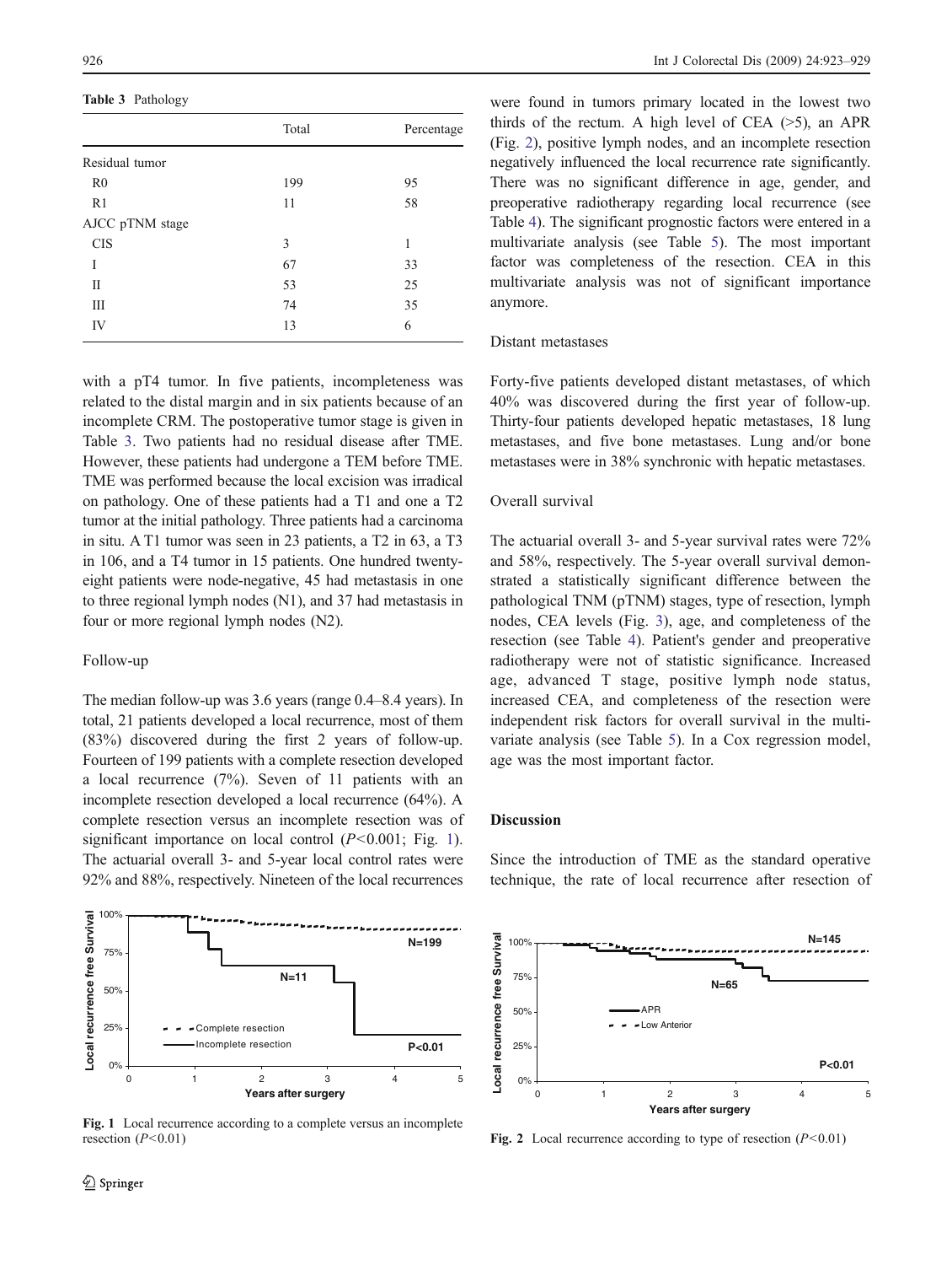**Table 3** Pathology

| | Total | Percentage |
|---|---|---|
| Residual tumor | | |
| R0 | 199 | 95 |
| R1 | 11 | 58 |
| AJCC pTNM stage | | |
| CIS | 3 | 1 |
| I | 67 | 33 |
| II | 53 | 25 |
| III | 74 | 35 |
| IV | 13 | 6 |

with a pT4 tumor. In five patients, incompleteness was related to the distal margin and in six patients because of an incomplete CRM. The postoperative tumor stage is given in Table 3. Two patients had no residual disease after TME. However, these patients had undergone a TEM before TME. TME was performed because the local excision was irradical on pathology. One of these patients had a T1 and one a T2 tumor at the initial pathology. Three patients had a carcinoma in situ. A T1 tumor was seen in 23 patients, a T2 in 63, a T3 in 106, and a T4 tumor in 15 patients. One hundred twenty-eight patients were node-negative, 45 had metastasis in one to three regional lymph nodes (N1), and 37 had metastasis in four or more regional lymph nodes (N2).

## Follow-up

The median follow-up was 3.6 years (range 0.4–8.4 years). In total, 21 patients developed a local recurrence, most of them (83%) discovered during the first 2 years of follow-up. Fourteen of 199 patients with a complete resection developed a local recurrence (7%). Seven of 11 patients with an incomplete resection developed a local recurrence (64%). A complete resection versus an incomplete resection was of significant importance on local control ($P<0.001$; Fig. 1). The actuarial overall 3- and 5-year local control rates were 92% and 88%, respectively. Nineteen of the local recurrences were found in tumors primary located in the lowest two thirds of the rectum. A high level of CEA (>5), an APR (Fig. 2), positive lymph nodes, and an incomplete resection negatively influenced the local recurrence rate significantly. There was no significant difference in age, gender, and preoperative radiotherapy regarding local recurrence (see Table 4). The significant prognostic factors were entered in a multivariate analysis (see Table 5). The most important factor was completeness of the resection. CEA in this multivariate analysis was not of significant importance anymore.

**Fig. 1** Local recurrence according to a complete versus an incomplete resection ($P<0.01$)

## Distant metastases

Forty-five patients developed distant metastases, of which 40% was discovered during the first year of follow-up. Thirty-four patients developed hepatic metastases, 18 lung metastases, and five bone metastases. Lung and/or bone metastases were in 38% synchronic with hepatic metastases.

## Overall survival

The actuarial overall 3- and 5-year survival rates were 72% and 58%, respectively. The 5-year overall survival demonstrated a statistically significant difference between the pathological TNM (pTNM) stages, type of resection, lymph nodes, CEA levels (Fig. 3), age, and completeness of the resection (see Table 4). Patient's gender and preoperative radiotherapy were not of statistic significance. Increased age, advanced T stage, positive lymph node status, increased CEA, and completeness of the resection were independent risk factors for overall survival in the multivariate analysis (see Table 5). In a Cox regression model, age was the most important factor.

# Discussion

Since the introduction of TME as the standard operative technique, the rate of local recurrence after resection of

**Fig. 2** Local recurrence according to type of resection ($P<0.01$)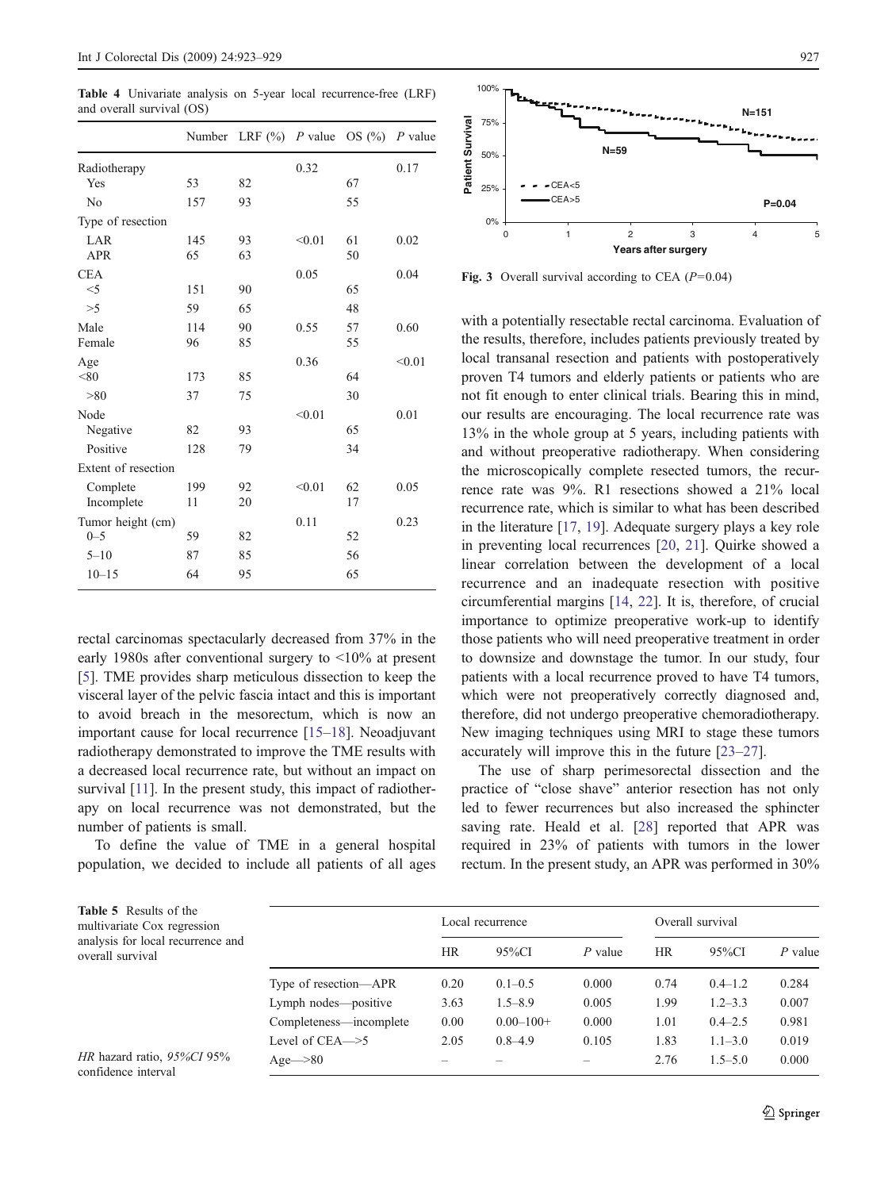**Table 4** Univariate analysis on 5-year local recurrence-free (LRF) and overall survival (OS)

| | Number | LRF (%) | *P* value | OS (%) | *P* value |
|---|---|---|---|---|---|
| Radiotherapy | | | 0.32 | | 0.17 |
| Yes | 53 | 82 | | 67 | |
| No | 157 | 93 | | 55 | |
| Type of resection | | | | | |
| LAR | 145 | 93 | <0.01 | 61 | 0.02 |
| APR | 65 | 63 | | 50 | |
| CEA | | | 0.05 | | 0.04 |
| <5 | 151 | 90 | | 65 | |
| >5 | 59 | 65 | | 48 | |
| Male | 114 | 90 | 0.55 | 57 | 0.60 |
| Female | 96 | 85 | | 55 | |
| Age | | | 0.36 | | <0.01 |
| <80 | 173 | 85 | | 64 | |
| >80 | 37 | 75 | | 30 | |
| Node | | | <0.01 | | 0.01 |
| Negative | 82 | 93 | | 65 | |
| Positive | 128 | 79 | | 34 | |
| Extent of resection | | | | | |
| Complete | 199 | 92 | <0.01 | 62 | 0.05 |
| Incomplete | 11 | 20 | | 17 | |
| Tumor height (cm) | | | 0.11 | | 0.23 |
| 0–5 | 59 | 82 | | 52 | |
| 5–10 | 87 | 85 | | 56 | |
| 10–15 | 64 | 95 | | 65 | |

rectal carcinomas spectacularly decreased from 37% in the early 1980s after conventional surgery to <10% at present [5]. TME provides sharp meticulous dissection to keep the visceral layer of the pelvic fascia intact and this is important to avoid breach in the mesorectum, which is now an important cause for local recurrence [15–18]. Neoadjuvant radiotherapy demonstrated to improve the TME results with a decreased local recurrence rate, but without an impact on survival [11]. In the present study, this impact of radiotherapy on local recurrence was not demonstrated, but the number of patients is small.

To define the value of TME in a general hospital population, we decided to include all patients of all ages with a potentially resectable rectal carcinoma. Evaluation of the results, therefore, includes patients previously treated by local transanal resection and patients with postoperatively proven T4 tumors and elderly patients or patients who are not fit enough to enter clinical trials. Bearing this in mind, our results are encouraging. The local recurrence rate was 13% in the whole group at 5 years, including patients with and without preoperative radiotherapy. When considering the microscopically complete resected tumors, the recurrence rate was 9%. R1 resections showed a 21% local recurrence rate, which is similar to what has been described in the literature [17, 19]. Adequate surgery plays a key role in preventing local recurrences [20, 21]. Quirke showed a linear correlation between the development of a local recurrence and an inadequate resection with positive circumferential margins [14, 22]. It is, therefore, of crucial importance to optimize preoperative work-up to identify those patients who will need preoperative treatment in order to downsize and downstage the tumor. In our study, four patients with a local recurrence proved to have T4 tumors, which were not preoperatively correctly diagnosed and, therefore, did not undergo preoperative chemoradiotherapy. New imaging techniques using MRI to stage these tumors accurately will improve this in the future [23–27].

**Fig. 3** Overall survival according to CEA ($P=0.04$)

The use of sharp perimesorectal dissection and the practice of "close shave" anterior resection has not only led to fewer recurrences but also increased the sphincter saving rate. Heald et al. [28] reported that APR was required in 23% of patients with tumors in the lower rectum. In the present study, an APR was performed in 30%

**Table 5** Results of the multivariate Cox regression analysis for local recurrence and overall survival

| | Local recurrence | | | Overall survival | | |
|---|---|---|---|---|---|---|
| | HR | 95%CI | *P* value | HR | 95%CI | *P* value |
| Type of resection—APR | 0.20 | 0.1–0.5 | 0.000 | 0.74 | 0.4–1.2 | 0.284 |
| Lymph nodes—positive | 3.63 | 1.5–8.9 | 0.005 | 1.99 | 1.2–3.3 | 0.007 |
| Completeness—incomplete | 0.00 | 0.00–100+ | 0.000 | 1.01 | 0.4–2.5 | 0.981 |
| Level of CEA—>5 | 2.05 | 0.8–4.9 | 0.105 | 1.83 | 1.1–3.0 | 0.019 |
| Age—>80 | – | – | – | 2.76 | 1.5–5.0 | 0.000 |

*HR* hazard ratio, *95%CI* 95% confidence interval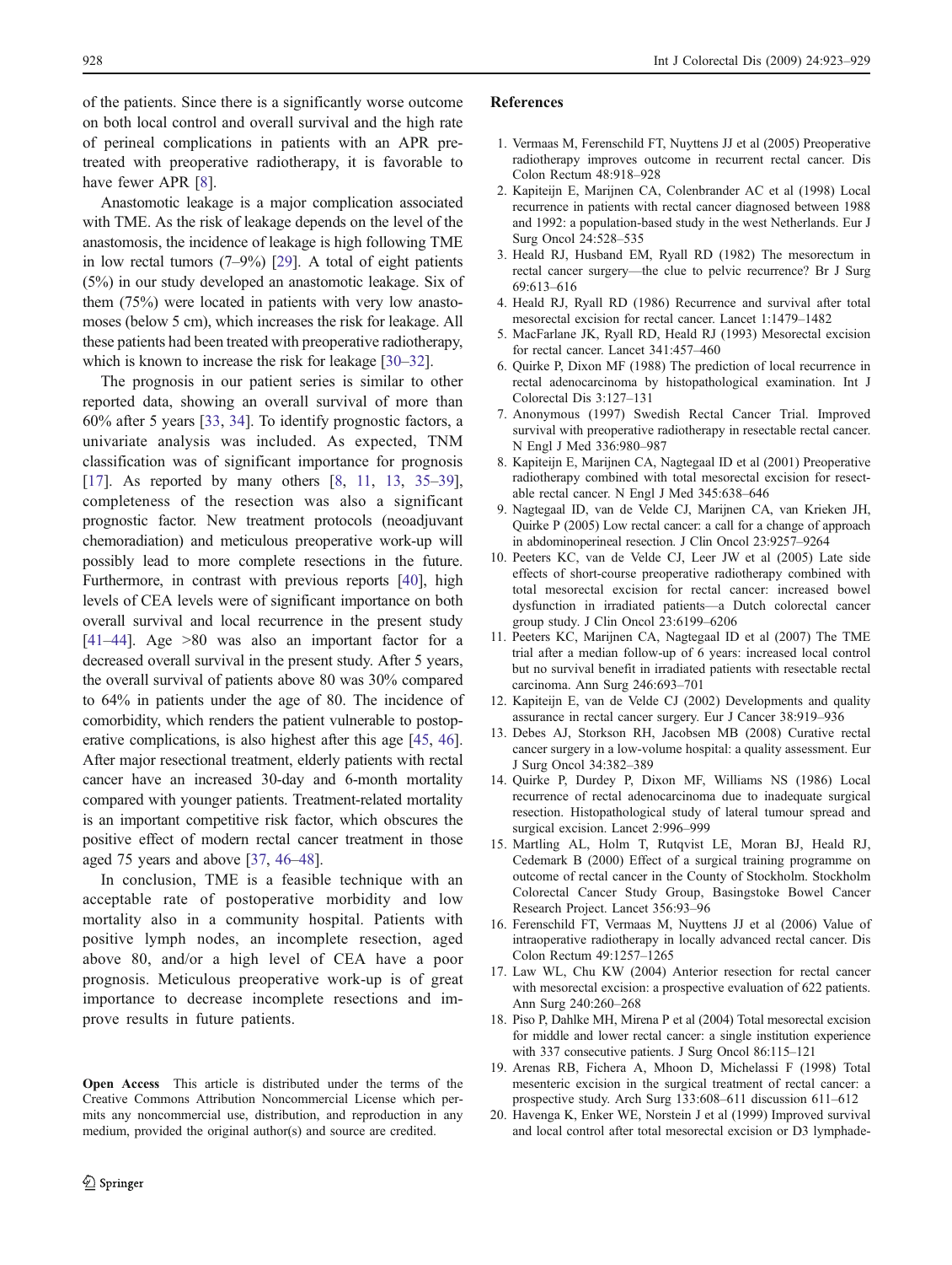of the patients. Since there is a significantly worse outcome on both local control and overall survival and the high rate of perineal complications in patients with an APR pretreated with preoperative radiotherapy, it is favorable to have fewer APR [8].

Anastomotic leakage is a major complication associated with TME. As the risk of leakage depends on the level of the anastomosis, the incidence of leakage is high following TME in low rectal tumors (7–9%) [29]. A total of eight patients (5%) in our study developed an anastomotic leakage. Six of them (75%) were located in patients with very low anastomoses (below 5 cm), which increases the risk for leakage. All these patients had been treated with preoperative radiotherapy, which is known to increase the risk for leakage [30–32].

The prognosis in our patient series is similar to other reported data, showing an overall survival of more than 60% after 5 years [33, 34]. To identify prognostic factors, a univariate analysis was included. As expected, TNM classification was of significant importance for prognosis [17]. As reported by many others [8, 11, 13, 35–39], completeness of the resection was also a significant prognostic factor. New treatment protocols (neoadjuvant chemoradiation) and meticulous preoperative work-up will possibly lead to more complete resections in the future. Furthermore, in contrast with previous reports [40], high levels of CEA levels were of significant importance on both overall survival and local recurrence in the present study [41–44]. Age >80 was also an important factor for a decreased overall survival in the present study. After 5 years, the overall survival of patients above 80 was 30% compared to 64% in patients under the age of 80. The incidence of comorbidity, which renders the patient vulnerable to postoperative complications, is also highest after this age [45, 46]. After major resectional treatment, elderly patients with rectal cancer have an increased 30-day and 6-month mortality compared with younger patients. Treatment-related mortality is an important competitive risk factor, which obscures the positive effect of modern rectal cancer treatment in those aged 75 years and above [37, 46–48].

In conclusion, TME is a feasible technique with an acceptable rate of postoperative morbidity and low mortality also in a community hospital. Patients with positive lymph nodes, an incomplete resection, aged above 80, and/or a high level of CEA have a poor prognosis. Meticulous preoperative work-up is of great importance to decrease incomplete resections and improve results in future patients.

**Open Access** This article is distributed under the terms of the Creative Commons Attribution Noncommercial License which permits any noncommercial use, distribution, and reproduction in any medium, provided the original author(s) and source are credited.

## References

1. Vermaas M, Ferenschild FT, Nuyttens JJ et al (2005) Preoperative radiotherapy improves outcome in recurrent rectal cancer. Dis Colon Rectum 48:918–928
2. Kapiteijn E, Marijnen CA, Colenbrander AC et al (1998) Local recurrence in patients with rectal cancer diagnosed between 1988 and 1992: a population-based study in the west Netherlands. Eur J Surg Oncol 24:528–535
3. Heald RJ, Husband EM, Ryall RD (1982) The mesorectum in rectal cancer surgery—the clue to pelvic recurrence? Br J Surg 69:613–616
4. Heald RJ, Ryall RD (1986) Recurrence and survival after total mesorectal excision for rectal cancer. Lancet 1:1479–1482
5. MacFarlane JK, Ryall RD, Heald RJ (1993) Mesorectal excision for rectal cancer. Lancet 341:457–460
6. Quirke P, Dixon MF (1988) The prediction of local recurrence in rectal adenocarcinoma by histopathological examination. Int J Colorectal Dis 3:127–131
7. Anonymous (1997) Swedish Rectal Cancer Trial. Improved survival with preoperative radiotherapy in resectable rectal cancer. N Engl J Med 336:980–987
8. Kapiteijn E, Marijnen CA, Nagtegaal ID et al (2001) Preoperative radiotherapy combined with total mesorectal excision for resectable rectal cancer. N Engl J Med 345:638–646
9. Nagtegaal ID, van de Velde CJ, Marijnen CA, van Krieken JH, Quirke P (2005) Low rectal cancer: a call for a change of approach in abdominoperineal resection. J Clin Oncol 23:9257–9264
10. Peeters KC, van de Velde CJ, Leer JW et al (2005) Late side effects of short-course preoperative radiotherapy combined with total mesorectal excision for rectal cancer: increased bowel dysfunction in irradiated patients—a Dutch colorectal cancer group study. J Clin Oncol 23:6199–6206
11. Peeters KC, Marijnen CA, Nagtegaal ID et al (2007) The TME trial after a median follow-up of 6 years: increased local control but no survival benefit in irradiated patients with resectable rectal carcinoma. Ann Surg 246:693–701
12. Kapiteijn E, van de Velde CJ (2002) Developments and quality assurance in rectal cancer surgery. Eur J Cancer 38:919–936
13. Debes AJ, Storkson RH, Jacobsen MB (2008) Curative rectal cancer surgery in a low-volume hospital: a quality assessment. Eur J Surg Oncol 34:382–389
14. Quirke P, Durdey P, Dixon MF, Williams NS (1986) Local recurrence of rectal adenocarcinoma due to inadequate surgical resection. Histopathological study of lateral tumour spread and surgical excision. Lancet 2:996–999
15. Martling AL, Holm T, Rutqvist LE, Moran BJ, Heald RJ, Cedemark B (2000) Effect of a surgical training programme on outcome of rectal cancer in the County of Stockholm. Stockholm Colorectal Cancer Study Group, Basingstoke Bowel Cancer Research Project. Lancet 356:93–96
16. Ferenschild FT, Vermaas M, Nuyttens JJ et al (2006) Value of intraoperative radiotherapy in locally advanced rectal cancer. Dis Colon Rectum 49:1257–1265
17. Law WL, Chu KW (2004) Anterior resection for rectal cancer with mesorectal excision: a prospective evaluation of 622 patients. Ann Surg 240:260–268
18. Piso P, Dahlke MH, Mirena P et al (2004) Total mesorectal excision for middle and lower rectal cancer: a single institution experience with 337 consecutive patients. J Surg Oncol 86:115–121
19. Arenas RB, Fichera A, Mhoon D, Michelassi F (1998) Total mesenteric excision in the surgical treatment of rectal cancer: a prospective study. Arch Surg 133:608–611 discussion 611–612
20. Havenga K, Enker WE, Norstein J et al (1999) Improved survival and local control after total mesorectal excision or D3 lymphade-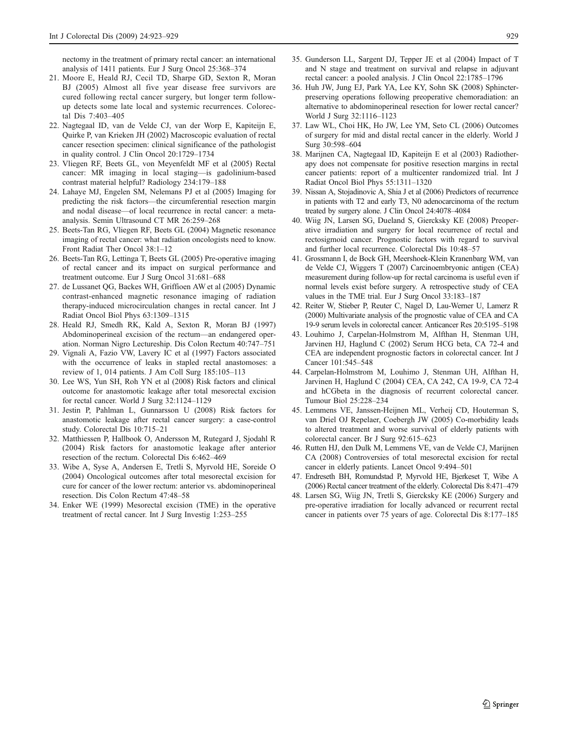nectomy in the treatment of primary rectal cancer: an international analysis of 1411 patients. Eur J Surg Oncol 25:368–374

21. Moore E, Heald RJ, Cecil TD, Sharpe GD, Sexton R, Moran BJ (2005) Almost all five year disease free survivors are cured following rectal cancer surgery, but longer term follow-up detects some late local and systemic recurrences. Colorectal Dis 7:403–405
22. Nagtegaal ID, van de Velde CJ, van der Worp E, Kapiteijn E, Quirke P, van Krieken JH (2002) Macroscopic evaluation of rectal cancer resection specimen: clinical significance of the pathologist in quality control. J Clin Oncol 20:1729–1734
23. Vliegen RF, Beets GL, von Meyenfeldt MF et al (2005) Rectal cancer: MR imaging in local staging—is gadolinium-based contrast material helpful? Radiology 234:179–188
24. Lahaye MJ, Engelen SM, Nelemans PJ et al (2005) Imaging for predicting the risk factors—the circumferential resection margin and nodal disease—of local recurrence in rectal cancer: a meta-analysis. Semin Ultrasound CT MR 26:259–268
25. Beets-Tan RG, Vliegen RF, Beets GL (2004) Magnetic resonance imaging of rectal cancer: what radiation oncologists need to know. Front Radiat Ther Oncol 38:1–12
26. Beets-Tan RG, Lettinga T, Beets GL (2005) Pre-operative imaging of rectal cancer and its impact on surgical performance and treatment outcome. Eur J Surg Oncol 31:681–688
27. de Lussanet QG, Backes WH, Griffioen AW et al (2005) Dynamic contrast-enhanced magnetic resonance imaging of radiation therapy-induced microcirculation changes in rectal cancer. Int J Radiat Oncol Biol Phys 63:1309–1315
28. Heald RJ, Smedh RK, Kald A, Sexton R, Moran BJ (1997) Abdominoperineal excision of the rectum—an endangered operation. Norman Nigro Lectureship. Dis Colon Rectum 40:747–751
29. Vignali A, Fazio VW, Lavery IC et al (1997) Factors associated with the occurrence of leaks in stapled rectal anastomoses: a review of 1, 014 patients. J Am Coll Surg 185:105–113
30. Lee WS, Yun SH, Roh YN et al (2008) Risk factors and clinical outcome for anastomotic leakage after total mesorectal excision for rectal cancer. World J Surg 32:1124–1129
31. Jestin P, Pahlman L, Gunnarsson U (2008) Risk factors for anastomotic leakage after rectal cancer surgery: a case-control study. Colorectal Dis 10:715–21
32. Matthiessen P, Hallbook O, Andersson M, Rutegard J, Sjodahl R (2004) Risk factors for anastomotic leakage after anterior resection of the rectum. Colorectal Dis 6:462–469
33. Wibe A, Syse A, Andersen E, Tretli S, Myrvold HE, Soreide O (2004) Oncological outcomes after total mesorectal excision for cure for cancer of the lower rectum: anterior vs. abdominoperineal resection. Dis Colon Rectum 47:48–58
34. Enker WE (1999) Mesorectal excision (TME) in the operative treatment of rectal cancer. Int J Surg Investig 1:253–255
35. Gunderson LL, Sargent DJ, Tepper JE et al (2004) Impact of T and N stage and treatment on survival and relapse in adjuvant rectal cancer: a pooled analysis. J Clin Oncol 22:1785–1796
36. Huh JW, Jung EJ, Park YA, Lee KY, Sohn SK (2008) Sphincter-preserving operations following preoperative chemoradiation: an alternative to abdominoperineal resection for lower rectal cancer? World J Surg 32:1116–1123
37. Law WL, Choi HK, Ho JW, Lee YM, Seto CL (2006) Outcomes of surgery for mid and distal rectal cancer in the elderly. World J Surg 30:598–604
38. Marijnen CA, Nagtegaal ID, Kapiteijn E et al (2003) Radiotherapy does not compensate for positive resection margins in rectal cancer patients: report of a multicenter randomized trial. Int J Radiat Oncol Biol Phys 55:1311–1320
39. Nissan A, Stojadinovic A, Shia J et al (2006) Predictors of recurrence in patients with T2 and early T3, N0 adenocarcinoma of the rectum treated by surgery alone. J Clin Oncol 24:4078–4084
40. Wiig JN, Larsen SG, Dueland S, Giercksky KE (2008) Preoperative irradiation and surgery for local recurrence of rectal and rectosigmoid cancer. Prognostic factors with regard to survival and further local recurrence. Colorectal Dis 10:48–57
41. Grossmann I, de Bock GH, Meershoek-Klein Kranenbarg WM, van de Velde CJ, Wiggers T (2007) Carcinoembryonic antigen (CEA) measurement during follow-up for rectal carcinoma is useful even if normal levels exist before surgery. A retrospective study of CEA values in the TME trial. Eur J Surg Oncol 33:183–187
42. Reiter W, Stieber P, Reuter C, Nagel D, Lau-Werner U, Lamerz R (2000) Multivariate analysis of the prognostic value of CEA and CA 19-9 serum levels in colorectal cancer. Anticancer Res 20:5195–5198
43. Louhimo J, Carpelan-Holmstrom M, Alfthan H, Stenman UH, Jarvinen HJ, Haglund C (2002) Serum HCG beta, CA 72-4 and CEA are independent prognostic factors in colorectal cancer. Int J Cancer 101:545–548
44. Carpelan-Holmstrom M, Louhimo J, Stenman UH, Alfthan H, Jarvinen H, Haglund C (2004) CEA, CA 242, CA 19-9, CA 72-4 and hCGbeta in the diagnosis of recurrent colorectal cancer. Tumour Biol 25:228–234
45. Lemmens VE, Janssen-Heijnen ML, Verheij CD, Houterman S, van Driel OJ Repelaer, Coebergh JW (2005) Co-morbidity leads to altered treatment and worse survival of elderly patients with colorectal cancer. Br J Surg 92:615–623
46. Rutten HJ, den Dulk M, Lemmens VE, van de Velde CJ, Marijnen CA (2008) Controversies of total mesorectal excision for rectal cancer in elderly patients. Lancet Oncol 9:494–501
47. Endreseth BH, Romundstad P, Myrvold HE, Bjerkeset T, Wibe A (2006) Rectal cancer treatment of the elderly. Colorectal Dis 8:471–479
48. Larsen SG, Wiig JN, Tretli S, Giercksky KE (2006) Surgery and pre-operative irradiation for locally advanced or recurrent rectal cancer in patients over 75 years of age. Colorectal Dis 8:177–185